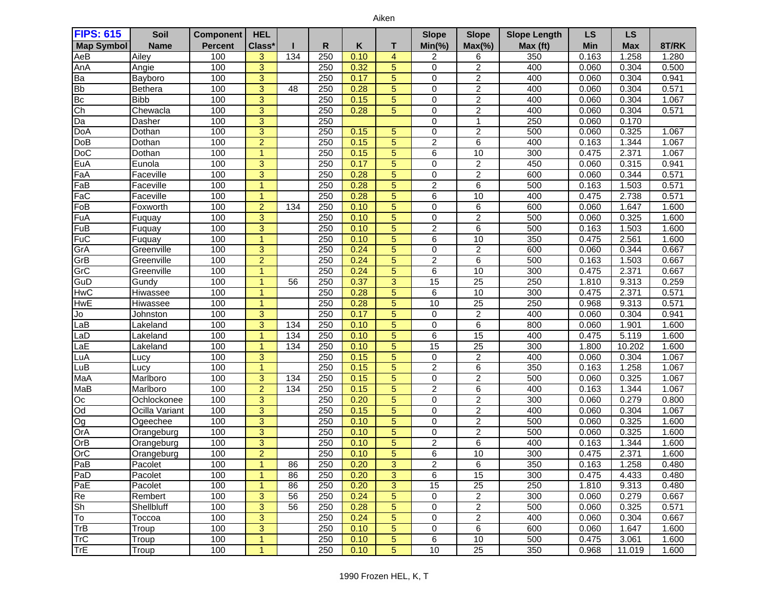Aiken

| FIPS: 615 Map Symbol | Soil Name | Component Percent | HEL Class* | I | R | K | T | Slope Min(%) | Slope Max(%) | Slope Length Max (ft) | LS Min | LS Max | 8T/RK |
|---|---|---|---|---|---|---|---|---|---|---|---|---|---|
| AeB | Ailey | 100 | 3 | 134 | 250 | 0.10 | 4 | 2 | 6 | 350 | 0.163 | 1.258 | 1.280 |
| AnA | Angie | 100 | 3 | | 250 | 0.32 | 5 | 0 | 2 | 400 | 0.060 | 0.304 | 0.500 |
| Ba | Bayboro | 100 | 3 | | 250 | 0.17 | 5 | 0 | 2 | 400 | 0.060 | 0.304 | 0.941 |
| Bb | Bethera | 100 | 3 | 48 | 250 | 0.28 | 5 | 0 | 2 | 400 | 0.060 | 0.304 | 0.571 |
| Bc | Bibb | 100 | 3 | | 250 | 0.15 | 5 | 0 | 2 | 400 | 0.060 | 0.304 | 1.067 |
| Ch | Chewacla | 100 | 3 | | 250 | 0.28 | 5 | 0 | 2 | 400 | 0.060 | 0.304 | 0.571 |
| Da | Dasher | 100 | 3 | | 250 | | | 0 | 1 | 250 | 0.060 | 0.170 | |
| DoA | Dothan | 100 | 3 | | 250 | 0.15 | 5 | 0 | 2 | 500 | 0.060 | 0.325 | 1.067 |
| DoB | Dothan | 100 | 2 | | 250 | 0.15 | 5 | 2 | 6 | 400 | 0.163 | 1.344 | 1.067 |
| DoC | Dothan | 100 | 1 | | 250 | 0.15 | 5 | 6 | 10 | 300 | 0.475 | 2.371 | 1.067 |
| EuA | Eunola | 100 | 3 | | 250 | 0.17 | 5 | 0 | 2 | 450 | 0.060 | 0.315 | 0.941 |
| FaA | Faceville | 100 | 3 | | 250 | 0.28 | 5 | 0 | 2 | 600 | 0.060 | 0.344 | 0.571 |
| FaB | Faceville | 100 | 1 | | 250 | 0.28 | 5 | 2 | 6 | 500 | 0.163 | 1.503 | 0.571 |
| FaC | Faceville | 100 | 1 | | 250 | 0.28 | 5 | 6 | 10 | 400 | 0.475 | 2.738 | 0.571 |
| FoB | Foxworth | 100 | 2 | 134 | 250 | 0.10 | 5 | 0 | 6 | 600 | 0.060 | 1.647 | 1.600 |
| FuA | Fuquay | 100 | 3 | | 250 | 0.10 | 5 | 0 | 2 | 500 | 0.060 | 0.325 | 1.600 |
| FuB | Fuquay | 100 | 3 | | 250 | 0.10 | 5 | 2 | 6 | 500 | 0.163 | 1.503 | 1.600 |
| FuC | Fuquay | 100 | 1 | | 250 | 0.10 | 5 | 6 | 10 | 350 | 0.475 | 2.561 | 1.600 |
| GrA | Greenville | 100 | 3 | | 250 | 0.24 | 5 | 0 | 2 | 600 | 0.060 | 0.344 | 0.667 |
| GrB | Greenville | 100 | 2 | | 250 | 0.24 | 5 | 2 | 6 | 500 | 0.163 | 1.503 | 0.667 |
| GrC | Greenville | 100 | 1 | | 250 | 0.24 | 5 | 6 | 10 | 300 | 0.475 | 2.371 | 0.667 |
| GuD | Gundy | 100 | 1 | 56 | 250 | 0.37 | 3 | 15 | 25 | 250 | 1.810 | 9.313 | 0.259 |
| HwC | Hiwassee | 100 | 1 | | 250 | 0.28 | 5 | 6 | 10 | 300 | 0.475 | 2.371 | 0.571 |
| HwE | Hiwassee | 100 | 1 | | 250 | 0.28 | 5 | 10 | 25 | 250 | 0.968 | 9.313 | 0.571 |
| Jo | Johnston | 100 | 3 | | 250 | 0.17 | 5 | 0 | 2 | 400 | 0.060 | 0.304 | 0.941 |
| LaB | Lakeland | 100 | 3 | 134 | 250 | 0.10 | 5 | 0 | 6 | 800 | 0.060 | 1.901 | 1.600 |
| LaD | Lakeland | 100 | 1 | 134 | 250 | 0.10 | 5 | 6 | 15 | 400 | 0.475 | 5.119 | 1.600 |
| LaE | Lakeland | 100 | 1 | 134 | 250 | 0.10 | 5 | 15 | 25 | 300 | 1.800 | 10.202 | 1.600 |
| LuA | Lucy | 100 | 3 | | 250 | 0.15 | 5 | 0 | 2 | 400 | 0.060 | 0.304 | 1.067 |
| LuB | Lucy | 100 | 1 | | 250 | 0.15 | 5 | 2 | 6 | 350 | 0.163 | 1.258 | 1.067 |
| MaA | Marlboro | 100 | 3 | 134 | 250 | 0.15 | 5 | 0 | 2 | 500 | 0.060 | 0.325 | 1.067 |
| MaB | Marlboro | 100 | 2 | 134 | 250 | 0.15 | 5 | 2 | 6 | 400 | 0.163 | 1.344 | 1.067 |
| Oc | Ochlockonee | 100 | 3 | | 250 | 0.20 | 5 | 0 | 2 | 300 | 0.060 | 0.279 | 0.800 |
| Od | Ocilla Variant | 100 | 3 | | 250 | 0.15 | 5 | 0 | 2 | 400 | 0.060 | 0.304 | 1.067 |
| Og | Ogeechee | 100 | 3 | | 250 | 0.10 | 5 | 0 | 2 | 500 | 0.060 | 0.325 | 1.600 |
| OrA | Orangeburg | 100 | 3 | | 250 | 0.10 | 5 | 0 | 2 | 500 | 0.060 | 0.325 | 1.600 |
| OrB | Orangeburg | 100 | 3 | | 250 | 0.10 | 5 | 2 | 6 | 400 | 0.163 | 1.344 | 1.600 |
| OrC | Orangeburg | 100 | 2 | | 250 | 0.10 | 5 | 6 | 10 | 300 | 0.475 | 2.371 | 1.600 |
| PaB | Pacolet | 100 | 1 | 86 | 250 | 0.20 | 3 | 2 | 6 | 350 | 0.163 | 1.258 | 0.480 |
| PaD | Pacolet | 100 | 1 | 86 | 250 | 0.20 | 3 | 6 | 15 | 300 | 0.475 | 4.433 | 0.480 |
| PaE | Pacolet | 100 | 1 | 86 | 250 | 0.20 | 3 | 15 | 25 | 250 | 1.810 | 9.313 | 0.480 |
| Re | Rembert | 100 | 3 | 56 | 250 | 0.24 | 5 | 0 | 2 | 300 | 0.060 | 0.279 | 0.667 |
| Sh | Shellbluff | 100 | 3 | 56 | 250 | 0.28 | 5 | 0 | 2 | 500 | 0.060 | 0.325 | 0.571 |
| To | Toccoa | 100 | 3 | | 250 | 0.24 | 5 | 0 | 2 | 400 | 0.060 | 0.304 | 0.667 |
| TrB | Troup | 100 | 3 | | 250 | 0.10 | 5 | 0 | 6 | 600 | 0.060 | 1.647 | 1.600 |
| TrC | Troup | 100 | 1 | | 250 | 0.10 | 5 | 6 | 10 | 500 | 0.475 | 3.061 | 1.600 |
| TrE | Troup | 100 | 1 | | 250 | 0.10 | 5 | 10 | 25 | 350 | 0.968 | 11.019 | 1.600 |

1990 Frozen HEL, K, T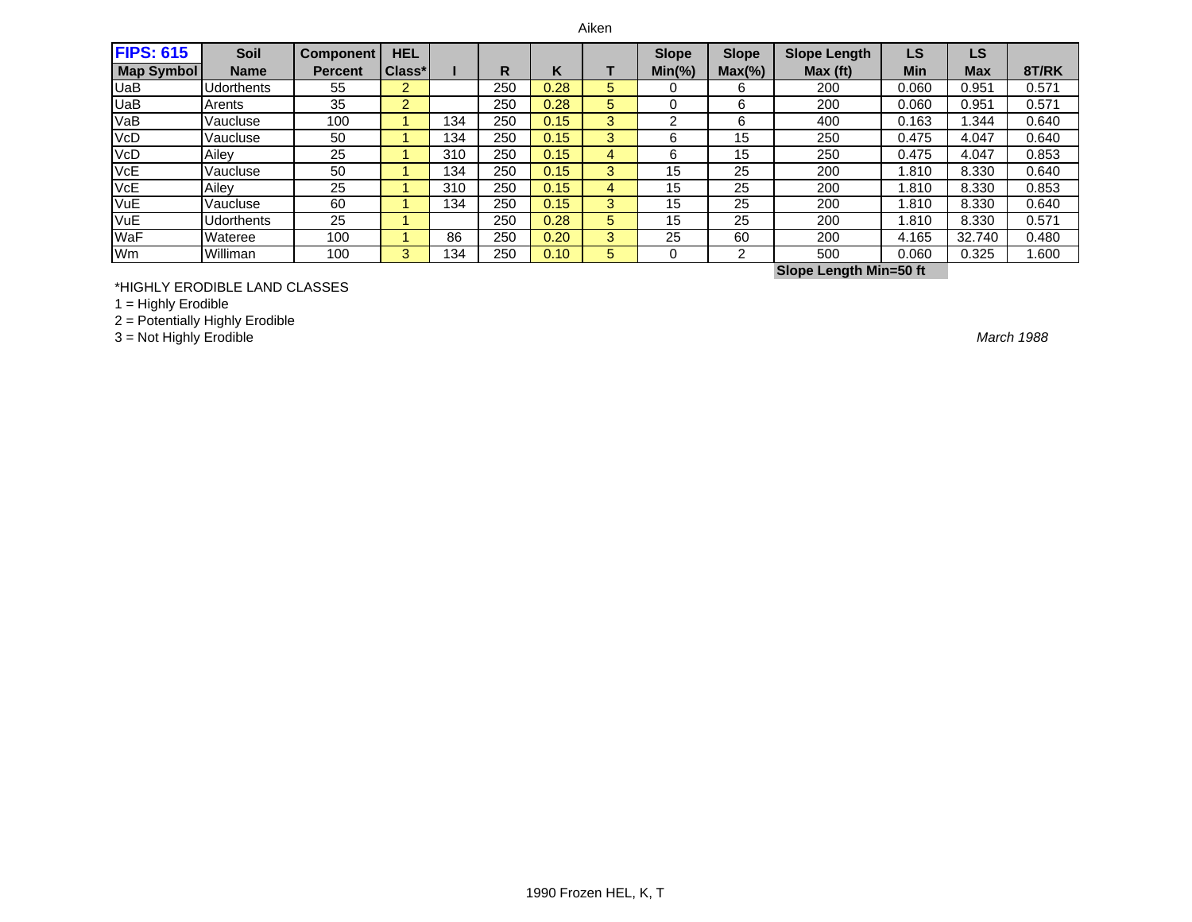| FIPS: 615 Map Symbol | Soil Name | Component Percent | HEL Class* | I | R | K | T | Slope Min(%) | Slope Max(%) | Slope Length Max (ft) | LS Min | LS Max | 8T/RK |
|---|---|---|---|---|---|---|---|---|---|---|---|---|---|
| UaB | Udorthents | 55 | 2 | | 250 | 0.28 | 5 | 0 | 6 | 200 | 0.060 | 0.951 | 0.571 |
| UaB | Arents | 35 | 2 | | 250 | 0.28 | 5 | 0 | 6 | 200 | 0.060 | 0.951 | 0.571 |
| VaB | Vaucluse | 100 | 1 | 134 | 250 | 0.15 | 3 | 2 | 6 | 400 | 0.163 | 1.344 | 0.640 |
| VcD | Vaucluse | 50 | 1 | 134 | 250 | 0.15 | 3 | 6 | 15 | 250 | 0.475 | 4.047 | 0.640 |
| VcD | Ailey | 25 | 1 | 310 | 250 | 0.15 | 4 | 6 | 15 | 250 | 0.475 | 4.047 | 0.853 |
| VcE | Vaucluse | 50 | 1 | 134 | 250 | 0.15 | 3 | 15 | 25 | 200 | 1.810 | 8.330 | 0.640 |
| VcE | Ailey | 25 | 1 | 310 | 250 | 0.15 | 4 | 15 | 25 | 200 | 1.810 | 8.330 | 0.853 |
| VuE | Vaucluse | 60 | 1 | 134 | 250 | 0.15 | 3 | 15 | 25 | 200 | 1.810 | 8.330 | 0.640 |
| VuE | Udorthents | 25 | 1 | | 250 | 0.28 | 5 | 15 | 25 | 200 | 1.810 | 8.330 | 0.571 |
| WaF | Wateree | 100 | 1 | 86 | 250 | 0.20 | 3 | 25 | 60 | 200 | 4.165 | 32.740 | 0.480 |
| Wm | Williman | 100 | 3 | 134 | 250 | 0.10 | 5 | 0 | 2 | 500 | 0.060 | 0.325 | 1.600 |

**Slope Length Min=50 ft**

*HIGHLY ERODIBLE LAND CLASSES

1 = Highly Erodible

2 = Potentially Highly Erodible

3 = Not Highly Erodible

*March 1988*